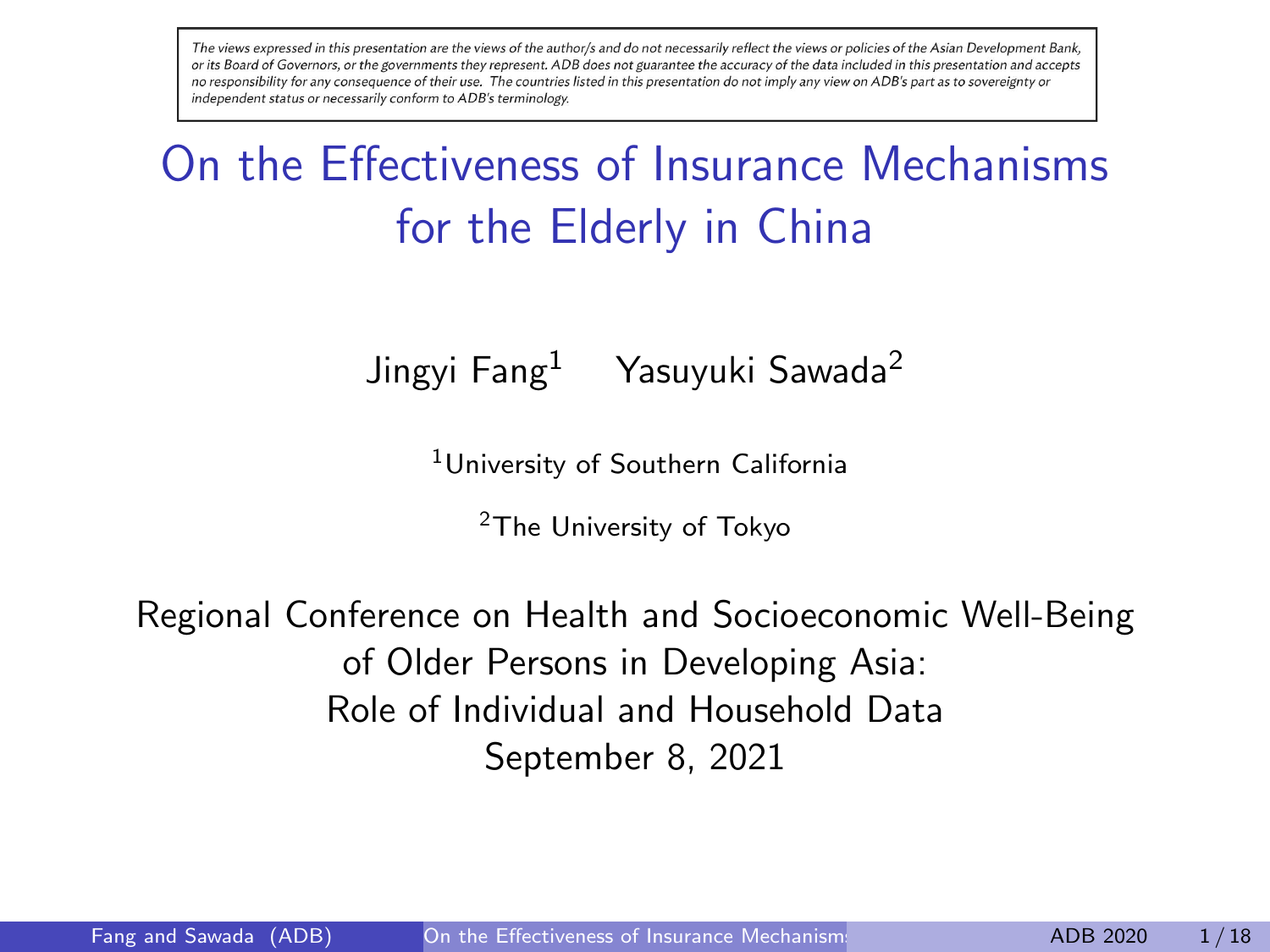*The views expressed in this presentation are the views of the author/s and do not necessarily reflect the views or policies of the Asian Development Bank, or its Board of Governors, or the governments they represent. ADB does not guarantee the accuracy of the data included in this presentation and accepts no responsibility for any consequence of their use. The countries listed in this presentation do not imply any view on ADB's part as to sovereignty or independent status or necessarily conform to ADB's terminology.*

# On the Effectiveness of Insurance Mechanisms for the Elderly in China

Jingyi Fang[1] Yasuyuki Sawada[2]

[1]University of Southern California

[2]The University of Tokyo

Regional Conference on Health and Socioeconomic Well-Being of Older Persons in Developing Asia: Role of Individual and Household Data

September 8, 2021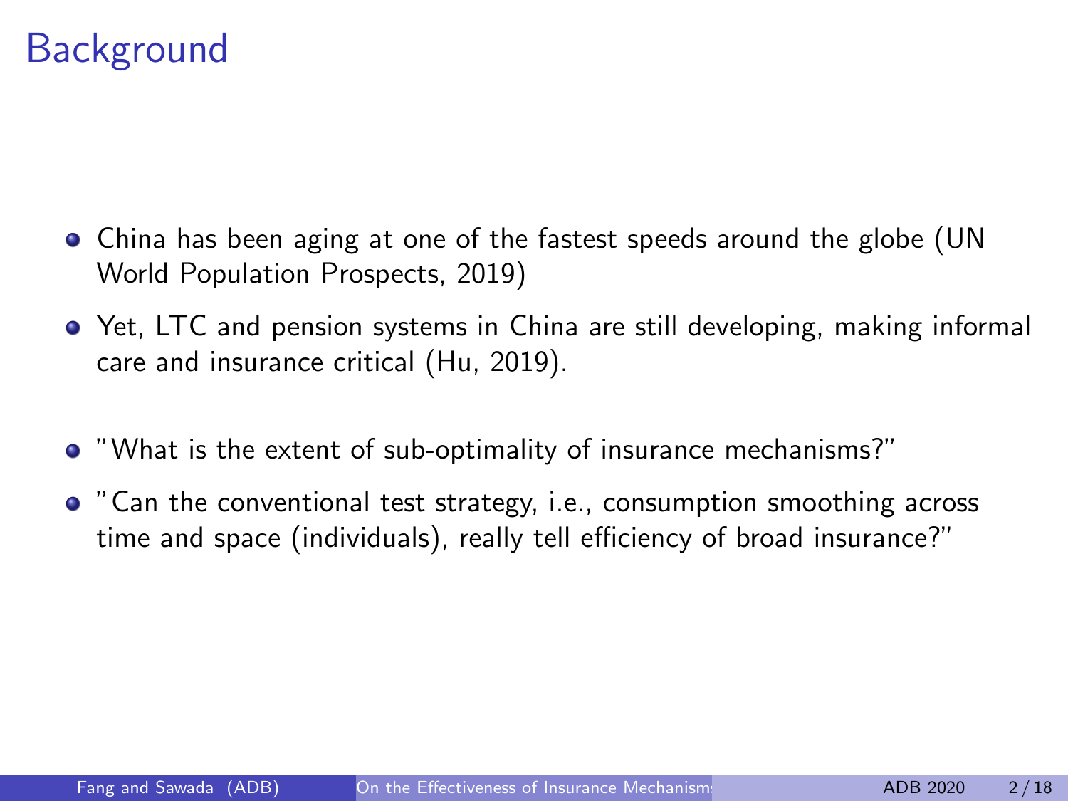# Background

- China has been aging at one of the fastest speeds around the globe (UN World Population Prospects, 2019)
- Yet, LTC and pension systems in China are still developing, making informal care and insurance critical (Hu, 2019).
- "What is the extent of sub-optimality of insurance mechanisms?"
- "Can the conventional test strategy, i.e., consumption smoothing across time and space (individuals), really tell efficiency of broad insurance?"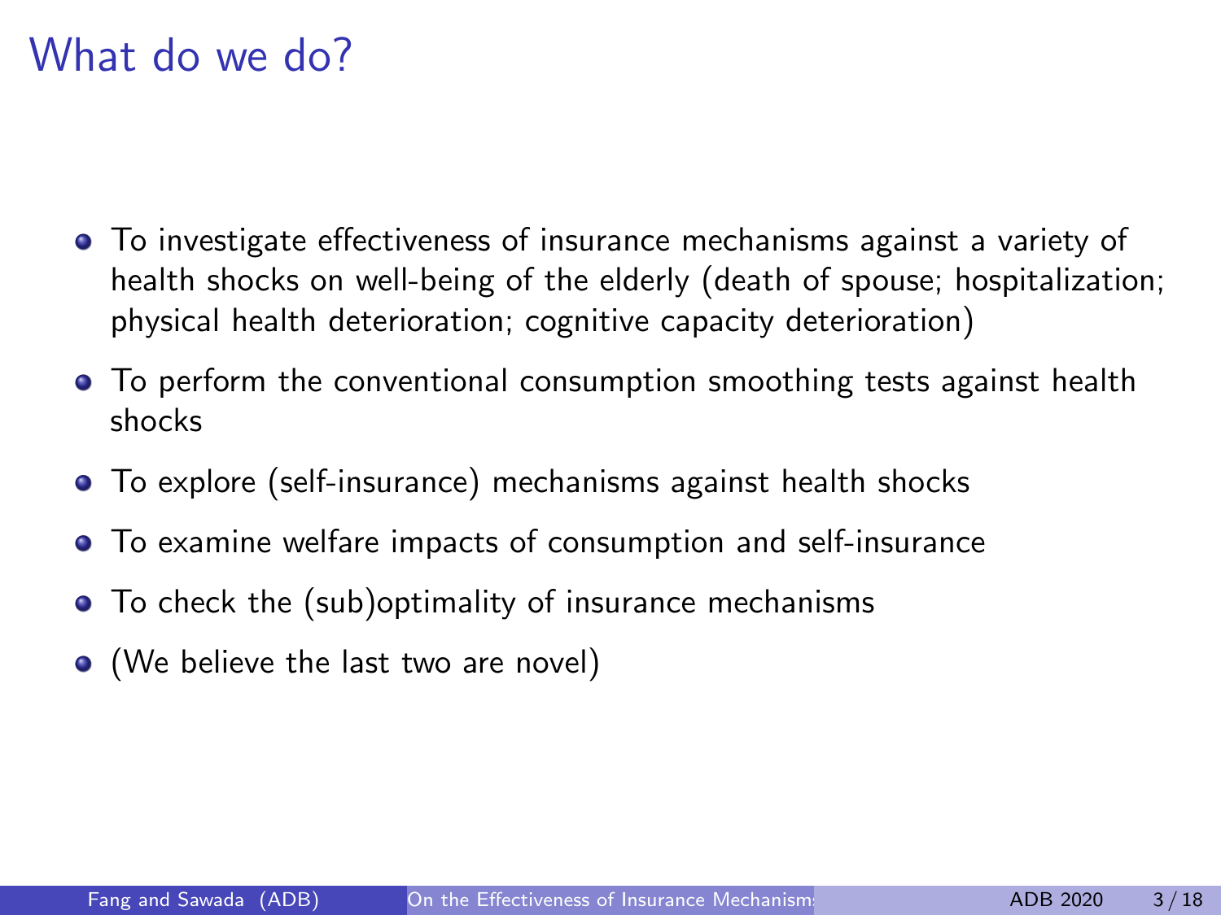# What do we do?

- To investigate effectiveness of insurance mechanisms against a variety of health shocks on well-being of the elderly (death of spouse; hospitalization; physical health deterioration; cognitive capacity deterioration)
- To perform the conventional consumption smoothing tests against health shocks
- To explore (self-insurance) mechanisms against health shocks
- To examine welfare impacts of consumption and self-insurance
- To check the (sub)optimality of insurance mechanisms
- (We believe the last two are novel)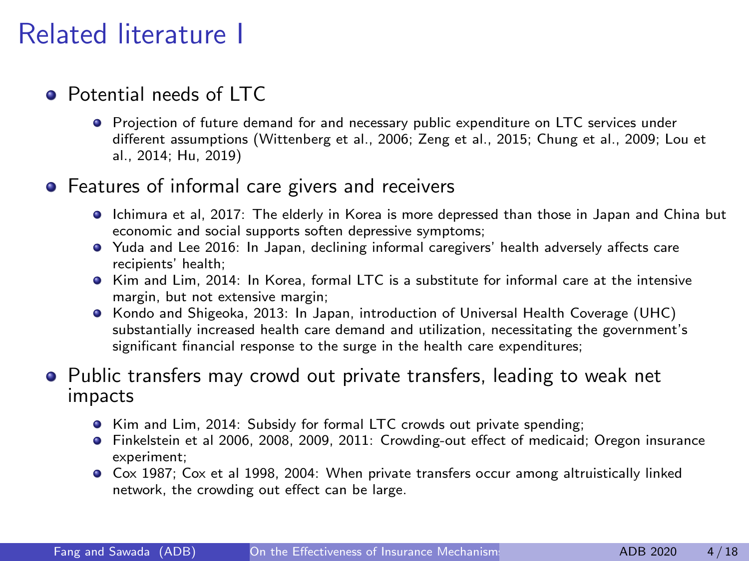# Related literature I

- Potential needs of LTC
  - Projection of future demand for and necessary public expenditure on LTC services under different assumptions (Wittenberg et al., 2006; Zeng et al., 2015; Chung et al., 2009; Lou et al., 2014; Hu, 2019)
- Features of informal care givers and receivers
  - Ichimura et al, 2017: The elderly in Korea is more depressed than those in Japan and China but economic and social supports soften depressive symptoms;
  - Yuda and Lee 2016: In Japan, declining informal caregivers' health adversely affects care recipients' health;
  - Kim and Lim, 2014: In Korea, formal LTC is a substitute for informal care at the intensive margin, but not extensive margin;
  - Kondo and Shigeoka, 2013: In Japan, introduction of Universal Health Coverage (UHC) substantially increased health care demand and utilization, necessitating the government's significant financial response to the surge in the health care expenditures;
- Public transfers may crowd out private transfers, leading to weak net impacts
  - Kim and Lim, 2014: Subsidy for formal LTC crowds out private spending;
  - Finkelstein et al 2006, 2008, 2009, 2011: Crowding-out effect of medicaid; Oregon insurance experiment;
  - Cox 1987; Cox et al 1998, 2004: When private transfers occur among altruistically linked network, the crowding out effect can be large.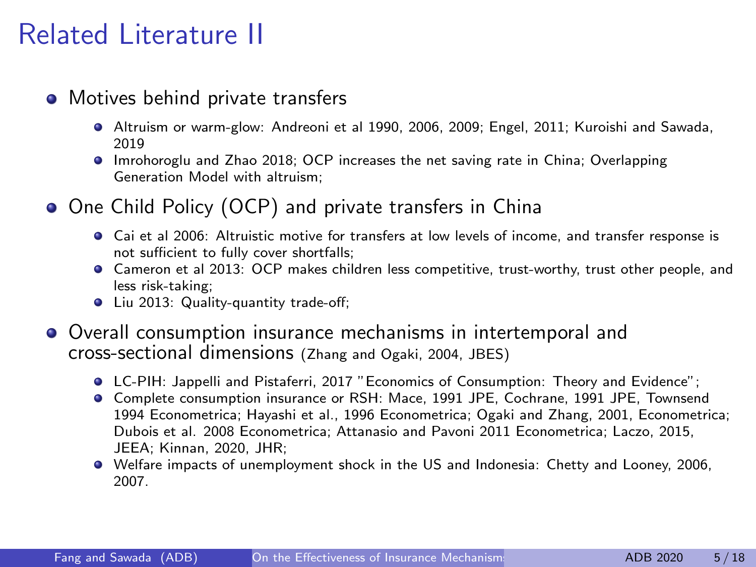# Related Literature II

- Motives behind private transfers
  - Altruism or warm-glow: Andreoni et al 1990, 2006, 2009; Engel, 2011; Kuroishi and Sawada, 2019
  - Imrohoroglu and Zhao 2018; OCP increases the net saving rate in China; Overlapping Generation Model with altruism;
- One Child Policy (OCP) and private transfers in China
  - Cai et al 2006: Altruistic motive for transfers at low levels of income, and transfer response is not sufficient to fully cover shortfalls;
  - Cameron et al 2013: OCP makes children less competitive, trust-worthy, trust other people, and less risk-taking;
  - Liu 2013: Quality-quantity trade-off;
- Overall consumption insurance mechanisms in intertemporal and cross-sectional dimensions (Zhang and Ogaki, 2004, JBES)
  - LC-PIH: Jappelli and Pistaferri, 2017 "Economics of Consumption: Theory and Evidence";
  - Complete consumption insurance or RSH: Mace, 1991 JPE, Cochrane, 1991 JPE, Townsend 1994 Econometrica; Hayashi et al., 1996 Econometrica; Ogaki and Zhang, 2001, Econometrica; Dubois et al. 2008 Econometrica; Attanasio and Pavoni 2011 Econometrica; Laczo, 2015, JEEA; Kinnan, 2020, JHR;
  - Welfare impacts of unemployment shock in the US and Indonesia: Chetty and Looney, 2006, 2007.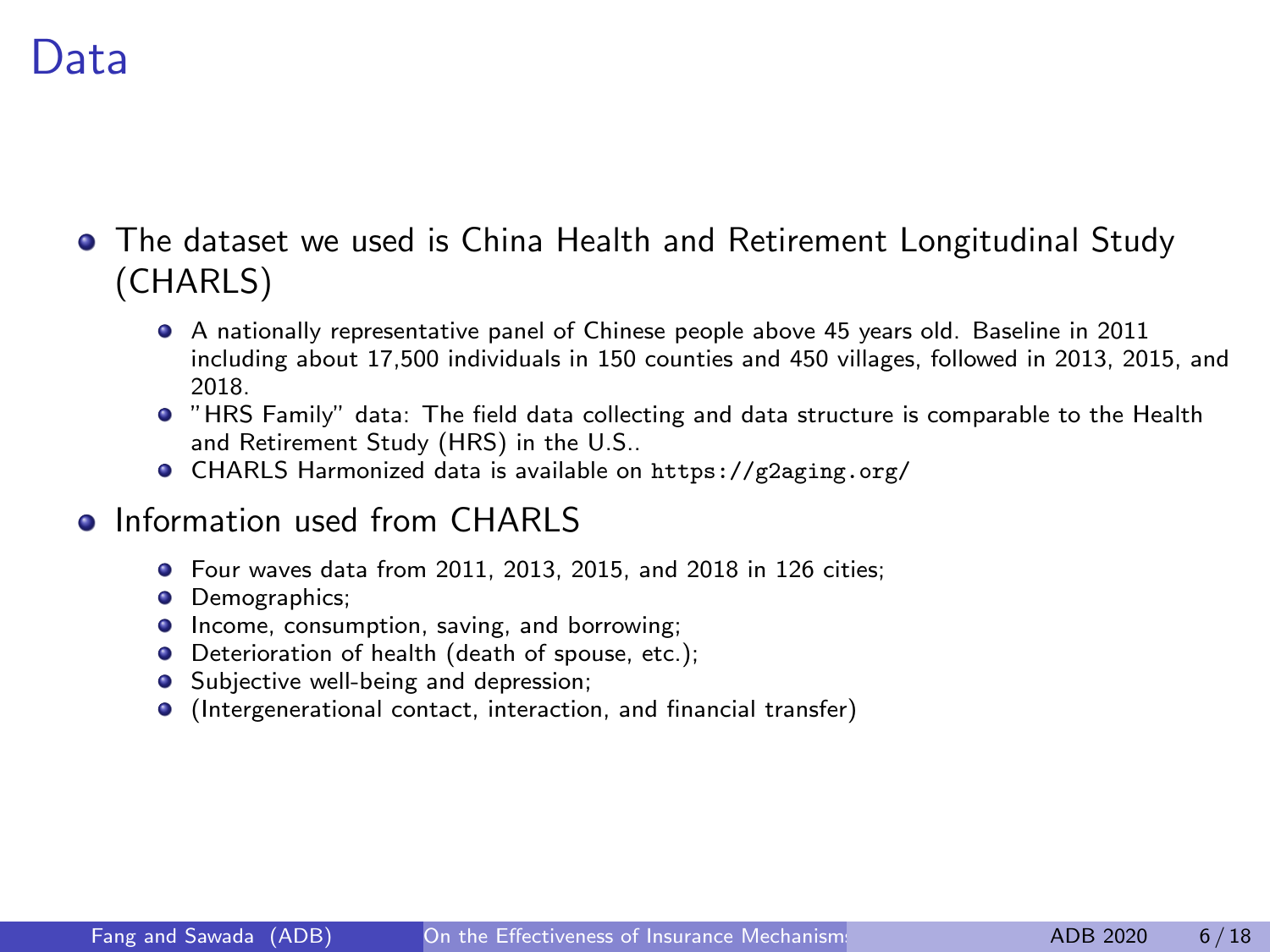# Data

- The dataset we used is China Health and Retirement Longitudinal Study (CHARLS)
  - A nationally representative panel of Chinese people above 45 years old. Baseline in 2011 including about 17,500 individuals in 150 counties and 450 villages, followed in 2013, 2015, and 2018.
  - "HRS Family" data: The field data collecting and data structure is comparable to the Health and Retirement Study (HRS) in the U.S..
  - CHARLS Harmonized data is available on `https://g2aging.org/`
- Information used from CHARLS
  - Four waves data from 2011, 2013, 2015, and 2018 in 126 cities;
  - Demographics;
  - Income, consumption, saving, and borrowing;
  - Deterioration of health (death of spouse, etc.);
  - Subjective well-being and depression;
  - (Intergenerational contact, interaction, and financial transfer)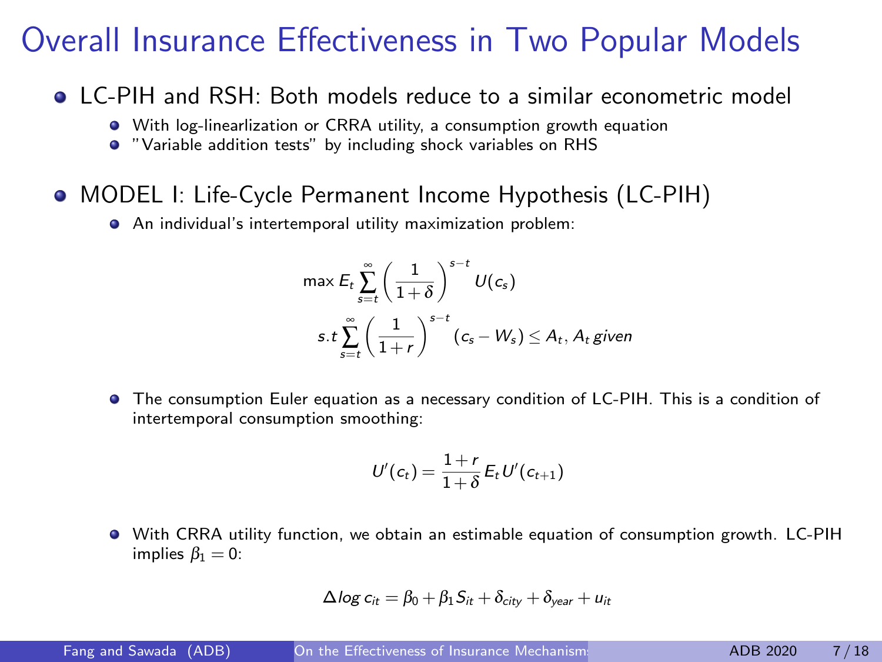# Overall Insurance Effectiveness in Two Popular Models

- LC-PIH and RSH: Both models reduce to a similar econometric model
  - With log-linearlization or CRRA utility, a consumption growth equation
  - "Variable addition tests" by including shock variables on RHS

- MODEL I: Life-Cycle Permanent Income Hypothesis (LC-PIH)
  - An individual's intertemporal utility maximization problem:

$$\max E_t \sum_{s=t}^{\infty} \left( \frac{1}{1+\delta} \right)^{s-t} U(c_s)$$

$$s.t \sum_{s=t}^{\infty} \left( \frac{1}{1+r} \right)^{s-t} (c_s - W_s) \leq A_t, \, A_t \, given$$

  - The consumption Euler equation as a necessary condition of LC-PIH. This is a condition of intertemporal consumption smoothing:

$$U'(c_t) = \frac{1+r}{1+\delta} E_t U'(c_{t+1})$$

  - With CRRA utility function, we obtain an estimable equation of consumption growth. LC-PIH implies $\beta_1 = 0$:

$$\Delta log \, c_{it} = \beta_0 + \beta_1 S_{it} + \delta_{city} + \delta_{year} + u_{it}$$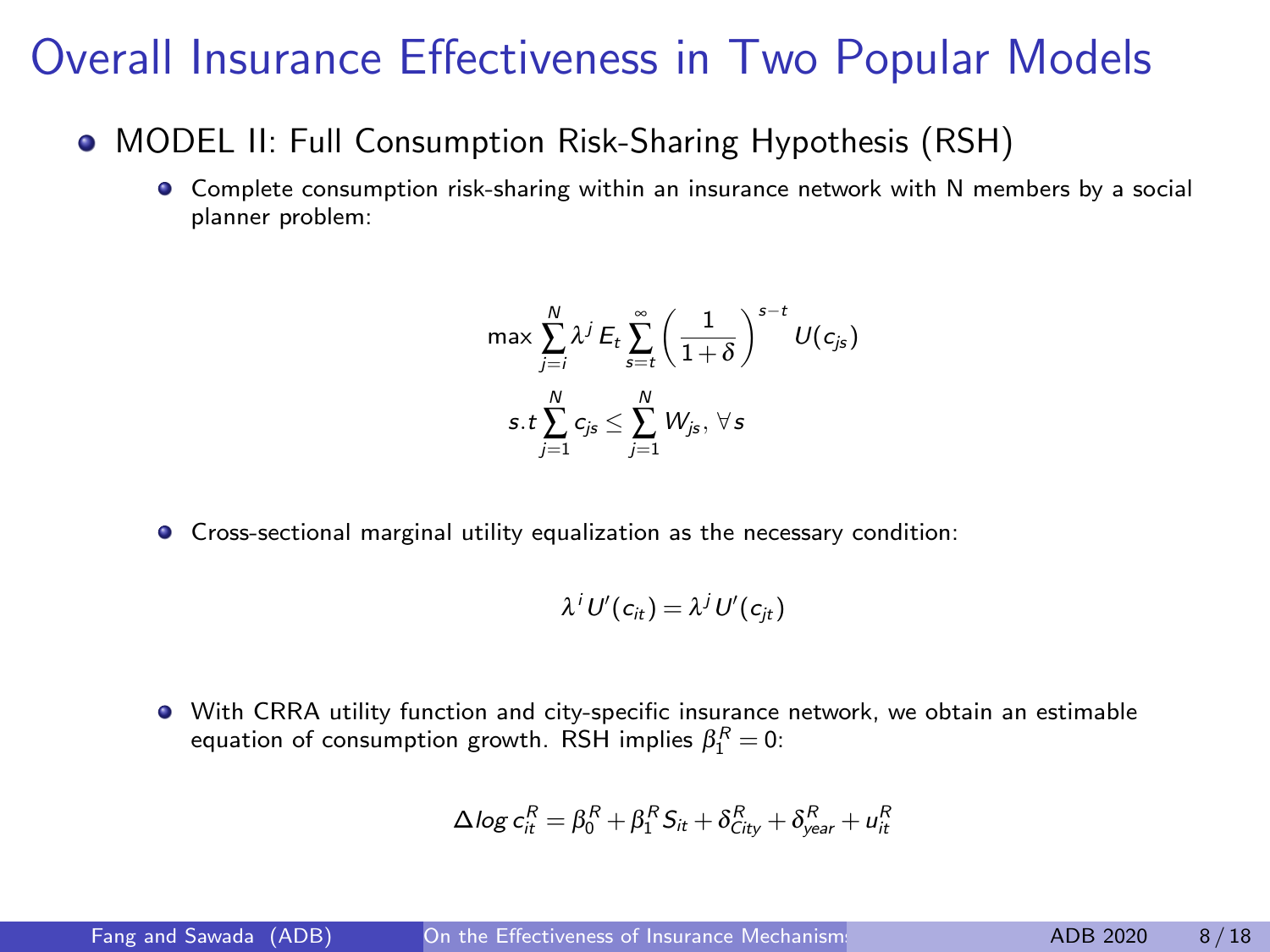# Overall Insurance Effectiveness in Two Popular Models

- MODEL II: Full Consumption Risk-Sharing Hypothesis (RSH)
  - Complete consumption risk-sharing within an insurance network with N members by a social planner problem:

$$\max \sum_{j=i}^{N} \lambda^j E_t \sum_{s=t}^{\infty} \left(\frac{1}{1+\delta}\right)^{s-t} U(c_{js})$$

$$s.t \sum_{j=1}^{N} c_{js} \leq \sum_{j=1}^{N} W_{js}, \; \forall s$$

  - Cross-sectional marginal utility equalization as the necessary condition:

$$\lambda^i U'(c_{it}) = \lambda^j U'(c_{jt})$$

  - With CRRA utility function and city-specific insurance network, we obtain an estimable equation of consumption growth. RSH implies $\beta_1^R = 0$:

$$\Delta log\, c_{it}^R = \beta_0^R + \beta_1^R S_{it} + \delta_{City}^R + \delta_{year}^R + u_{it}^R$$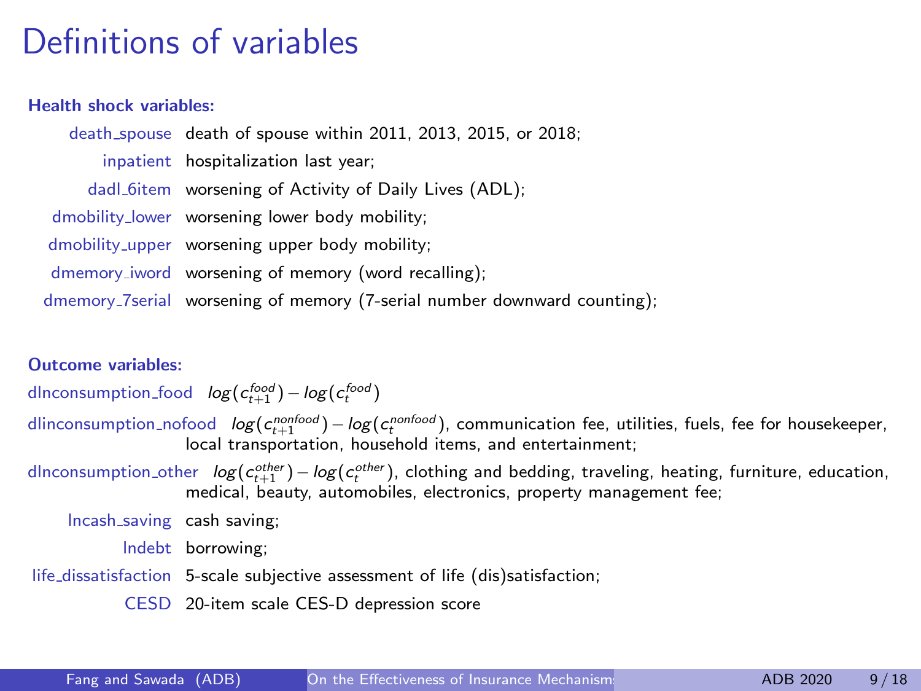# Definitions of variables

**Health shock variables:**

| | |
|---|---|
| death_spouse | death of spouse within 2011, 2013, 2015, or 2018; |
| inpatient | hospitalization last year; |
| dadl_6item | worsening of Activity of Daily Lives (ADL); |
| dmobility_lower | worsening lower body mobility; |
| dmobility_upper | worsening upper body mobility; |
| dmemory_iword | worsening of memory (word recalling); |
| dmemory_7serial | worsening of memory (7-serial number downward counting); |

**Outcome variables:**

| | |
|---|---|
| dlnconsumption_food | $log(c_{t+1}^{food}) - log(c_t^{food})$ |
| dlinconsumption_nofood | $log(c_{t+1}^{nonfood}) - log(c_t^{nonfood})$, communication fee, utilities, fuels, fee for housekeeper, local transportation, household items, and entertainment; |
| dlnconsumption_other | $log(c_{t+1}^{other}) - log(c_t^{other})$, clothing and bedding, traveling, heating, furniture, education, medical, beauty, automobiles, electronics, property management fee; |
| lncash_saving | cash saving; |
| lndebt | borrowing; |
| life_dissatisfaction | 5-scale subjective assessment of life (dis)satisfaction; |
| CESD | 20-item scale CES-D depression score |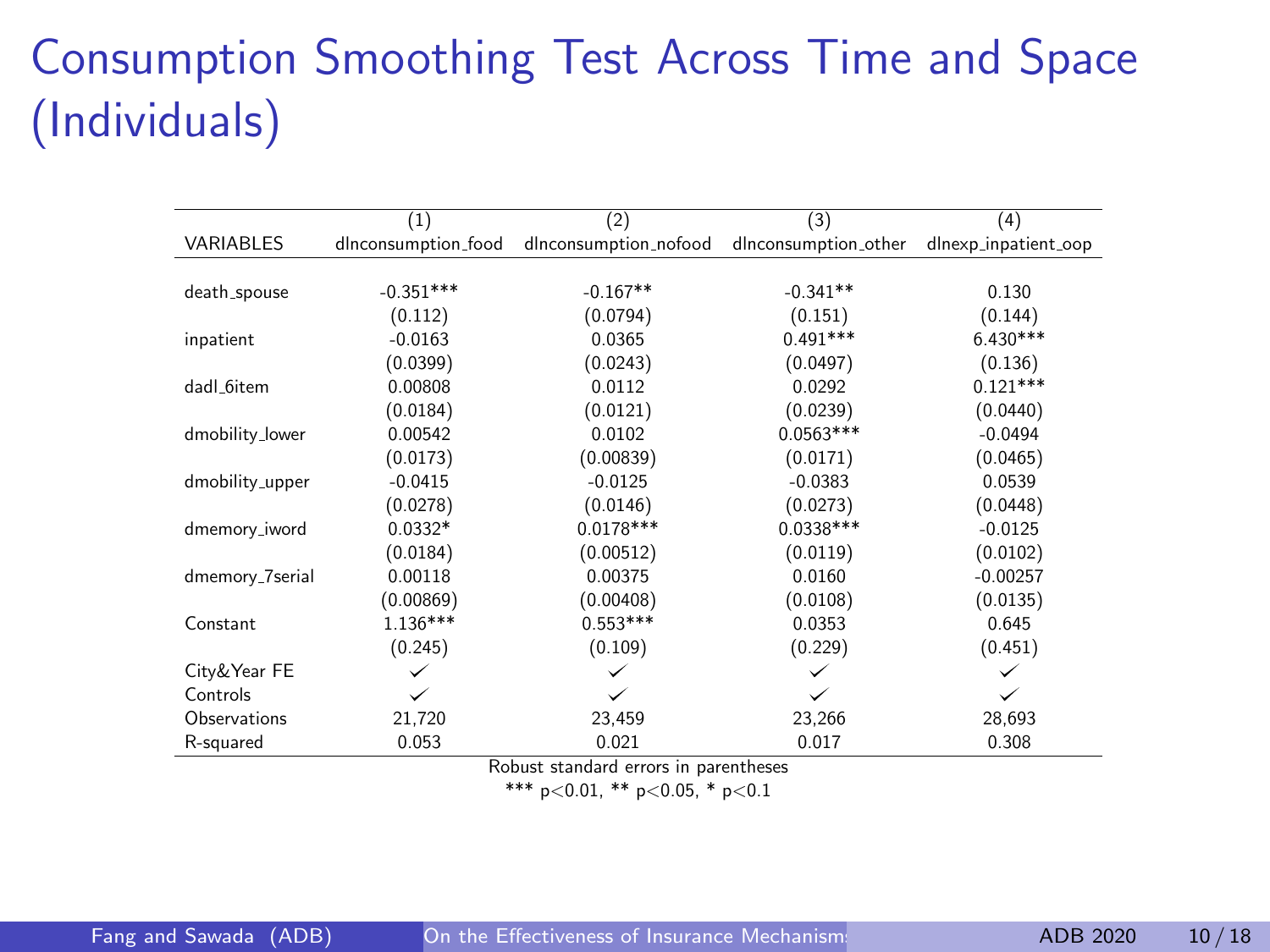# Consumption Smoothing Test Across Time and Space (Individuals)

| VARIABLES | (1) dlnconsumption_food | (2) dlnconsumption_nofood | (3) dlnconsumption_other | (4) dlnexp_inpatient_oop |
|---|---|---|---|---|
| death_spouse | -0.351*** | -0.167** | -0.341** | 0.130 |
| | (0.112) | (0.0794) | (0.151) | (0.144) |
| inpatient | -0.0163 | 0.0365 | 0.491*** | 6.430*** |
| | (0.0399) | (0.0243) | (0.0497) | (0.136) |
| dadl_6item | 0.00808 | 0.0112 | 0.0292 | 0.121*** |
| | (0.0184) | (0.0121) | (0.0239) | (0.0440) |
| dmobility_lower | 0.00542 | 0.0102 | 0.0563*** | -0.0494 |
| | (0.0173) | (0.00839) | (0.0171) | (0.0465) |
| dmobility_upper | -0.0415 | -0.0125 | -0.0383 | 0.0539 |
| | (0.0278) | (0.0146) | (0.0273) | (0.0448) |
| dmemory_iword | 0.0332* | 0.0178*** | 0.0338*** | -0.0125 |
| | (0.0184) | (0.00512) | (0.0119) | (0.0102) |
| dmemory_7serial | 0.00118 | 0.00375 | 0.0160 | -0.00257 |
| | (0.00869) | (0.00408) | (0.0108) | (0.0135) |
| Constant | 1.136*** | 0.553*** | 0.0353 | 0.645 |
| | (0.245) | (0.109) | (0.229) | (0.451) |
| City&Year FE | ✓ | ✓ | ✓ | ✓ |
| Controls | ✓ | ✓ | ✓ | ✓ |
| Observations | 21,720 | 23,459 | 23,266 | 28,693 |
| R-squared | 0.053 | 0.021 | 0.017 | 0.308 |

Robust standard errors in parentheses

*** $p<0.01$, ** $p<0.05$, * $p<0.1$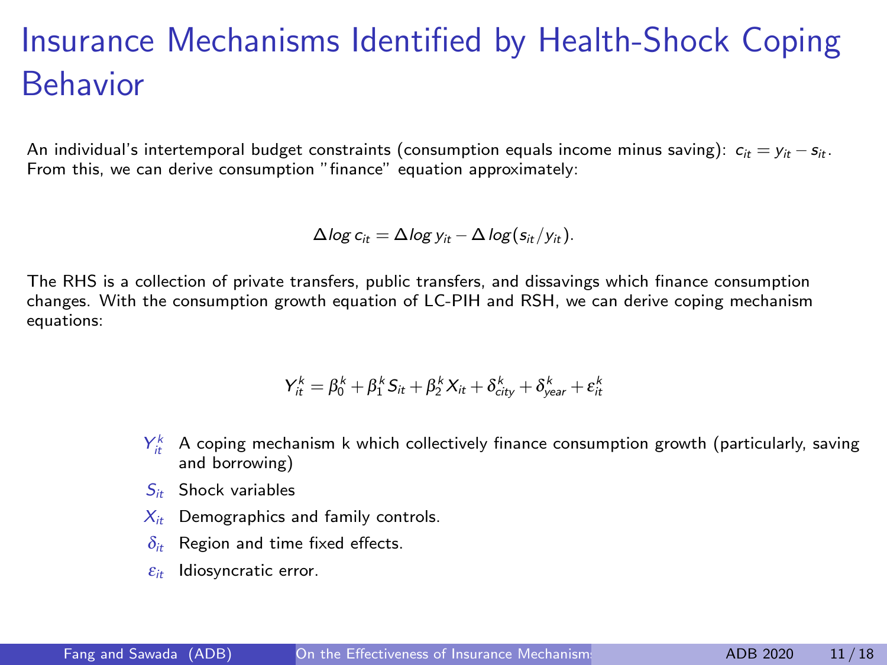# Insurance Mechanisms Identified by Health-Shock Coping Behavior

An individual's intertemporal budget constraints (consumption equals income minus saving): $c_{it} = y_{it} - s_{it}$. From this, we can derive consumption "finance" equation approximately:

$$\Delta log\, c_{it} = \Delta log\, y_{it} - \Delta\, log(s_{it}/y_{it}).$$

The RHS is a collection of private transfers, public transfers, and dissavings which finance consumption changes. With the consumption growth equation of LC-PIH and RSH, we can derive coping mechanism equations:

$$Y_{it}^{k} = \beta_0^k + \beta_1^k S_{it} + \beta_2^k X_{it} + \delta_{city}^k + \delta_{year}^k + \varepsilon_{it}^k$$

- $Y_{it}^{k}$ A coping mechanism k which collectively finance consumption growth (particularly, saving and borrowing)
- $S_{it}$ Shock variables
- $X_{it}$ Demographics and family controls.
- $\delta_{it}$ Region and time fixed effects.
- $\varepsilon_{it}$ Idiosyncratic error.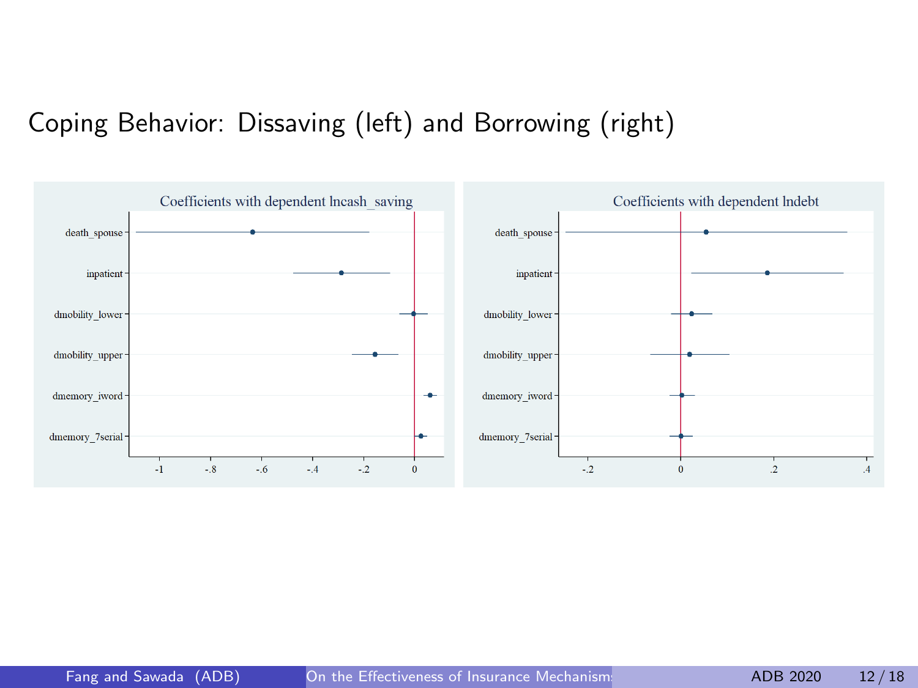# Coping Behavior: Dissaving (left) and Borrowing (right)

**Coefficients with dependent lncash_saving**

death_spouse

inpatient

dmobility_lower

dmobility_upper

dmemory_iword

dmemory_7serial

-1 -.8 -.6 -.4 -.2 0

**Coefficients with dependent lndebt**

death_spouse

inpatient

dmobility_lower

dmobility_upper

dmemory_iword

dmemory_7serial

-.2 0 .2 .4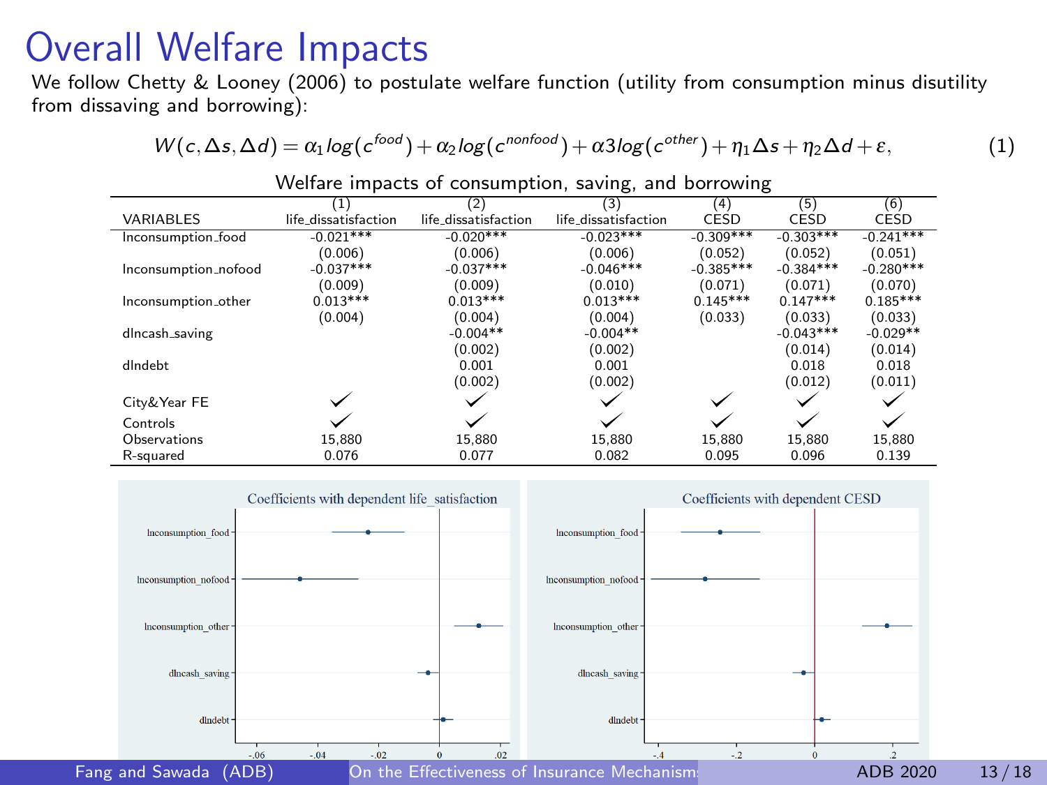# Overall Welfare Impacts

We follow Chetty & Looney (2006) to postulate welfare function (utility from consumption minus disutility from dissaving and borrowing):

$$W(c, \Delta s, \Delta d) = \alpha_1 log(c^{food}) + \alpha_2 log(c^{nonfood}) + \alpha 3 log(c^{other}) + \eta_1 \Delta s + \eta_2 \Delta d + \varepsilon, \quad (1)$$

Welfare impacts of consumption, saving, and borrowing

| VARIABLES | (1) life_dissatisfaction | (2) life_dissatisfaction | (3) life_dissatisfaction | (4) CESD | (5) CESD | (6) CESD |
|---|---|---|---|---|---|---|
| lnconsumption_food | -0.021*** | -0.020*** | -0.023*** | -0.309*** | -0.303*** | -0.241*** |
| | (0.006) | (0.006) | (0.006) | (0.052) | (0.052) | (0.051) |
| lnconsumption_nofood | -0.037*** | -0.037*** | -0.046*** | -0.385*** | -0.384*** | -0.280*** |
| | (0.009) | (0.009) | (0.010) | (0.071) | (0.071) | (0.070) |
| lnconsumption_other | 0.013*** | 0.013*** | 0.013*** | 0.145*** | 0.147*** | 0.185*** |
| | (0.004) | (0.004) | (0.004) | (0.033) | (0.033) | (0.033) |
| dlncash_saving | | -0.004** | -0.004** | | -0.043*** | -0.029** |
| | | (0.002) | (0.002) | | (0.014) | (0.014) |
| dlndebt | | 0.001 | 0.001 | | 0.018 | 0.018 |
| | | (0.002) | (0.002) | | (0.012) | (0.011) |
| City&Year FE | ✓ | ✓ | ✓ | ✓ | ✓ | ✓ |
| Controls | ✓ | ✓ | ✓ | ✓ | ✓ | ✓ |
| Observations | 15,880 | 15,880 | 15,880 | 15,880 | 15,880 | 15,880 |
| R-squared | 0.076 | 0.077 | 0.082 | 0.095 | 0.096 | 0.139 |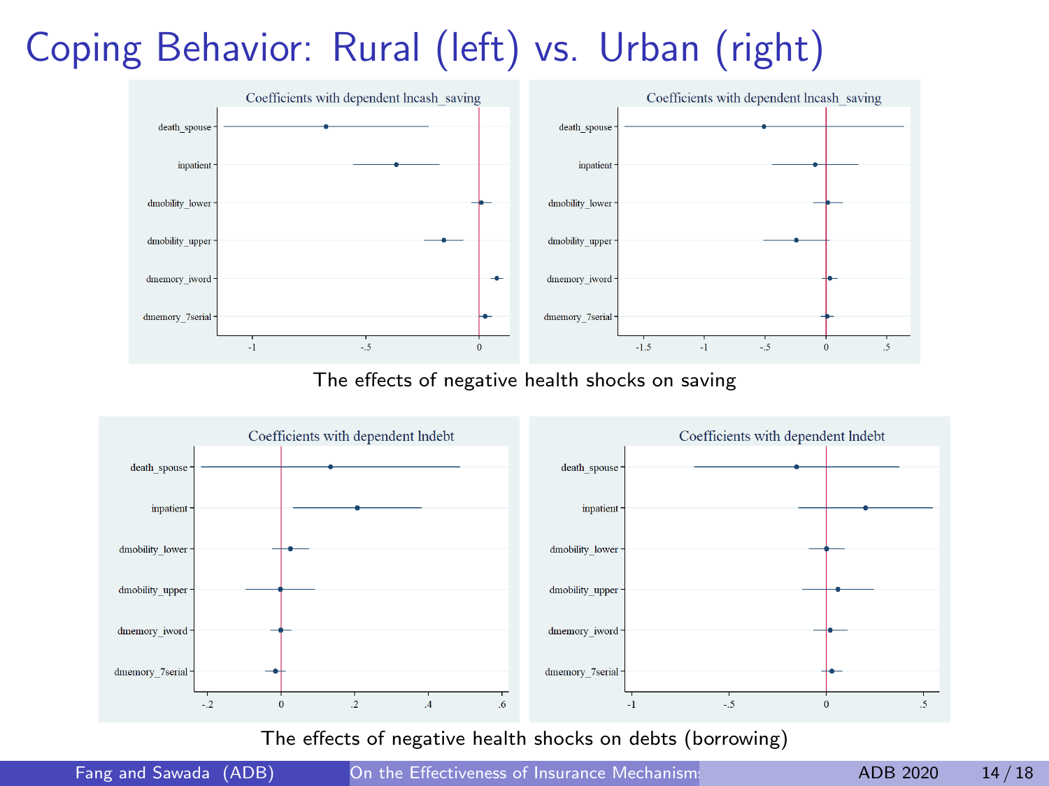# Coping Behavior: Rural (left) vs. Urban (right)

The effects of negative health shocks on saving

The effects of negative health shocks on debts (borrowing)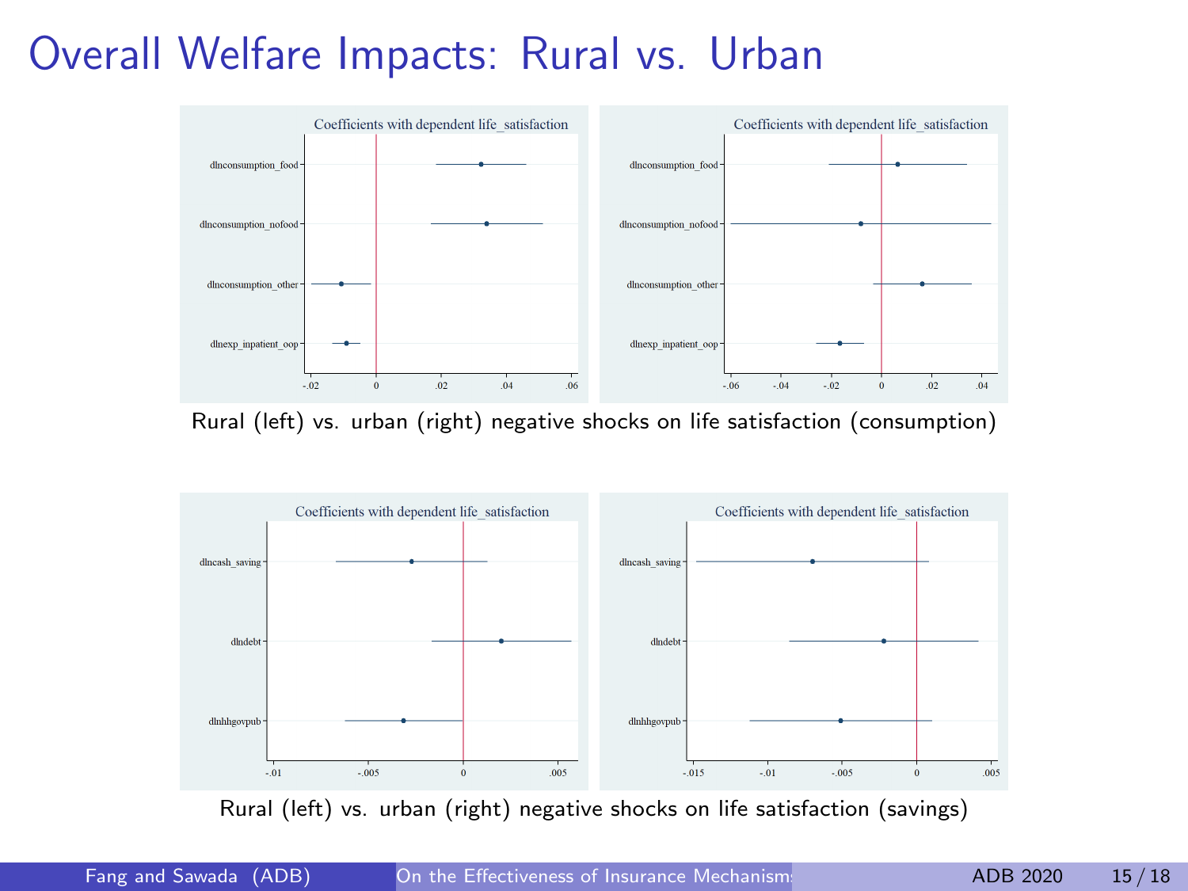# Overall Welfare Impacts: Rural vs. Urban

Rural (left) vs. urban (right) negative shocks on life satisfaction (consumption)

Rural (left) vs. urban (right) negative shocks on life satisfaction (savings)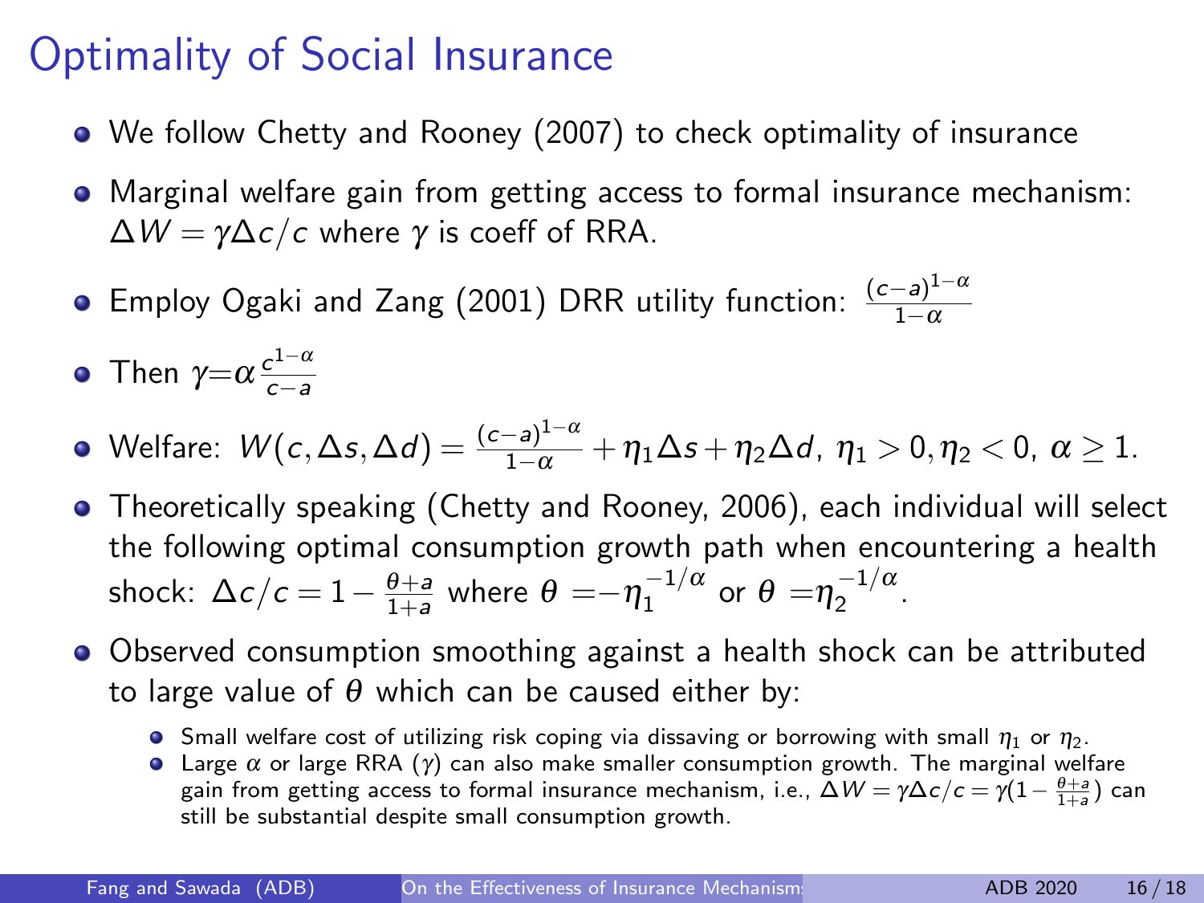# Optimality of Social Insurance

- We follow Chetty and Rooney (2007) to check optimality of insurance
- Marginal welfare gain from getting access to formal insurance mechanism: $\Delta W = \gamma \Delta c / c$ where $\gamma$ is coeff of RRA.
- Employ Ogaki and Zang (2001) DRR utility function: $\frac{(c-a)^{1-\alpha}}{1-\alpha}$
- Then $\gamma = \alpha \frac{c^{1-\alpha}}{c-a}$
- Welfare: $W(c, \Delta s, \Delta d) = \frac{(c-a)^{1-\alpha}}{1-\alpha} + \eta_1 \Delta s + \eta_2 \Delta d$, $\eta_1 > 0, \eta_2 < 0$, $\alpha \geq 1$.
- Theoretically speaking (Chetty and Rooney, 2006), each individual will select the following optimal consumption growth path when encountering a health shock: $\Delta c / c = 1 - \frac{\theta + a}{1+a}$ where $\theta = -\eta_1^{-1/\alpha}$ or $\theta = \eta_2^{-1/\alpha}$.
- Observed consumption smoothing against a health shock can be attributed to large value of $\theta$ which can be caused either by:
  - Small welfare cost of utilizing risk coping via dissaving or borrowing with small $\eta_1$ or $\eta_2$.
  - Large $\alpha$ or large RRA ($\gamma$) can also make smaller consumption growth. The marginal welfare gain from getting access to formal insurance mechanism, i.e., $\Delta W = \gamma \Delta c / c = \gamma (1 - \frac{\theta + a}{1+a})$ can still be substantial despite small consumption growth.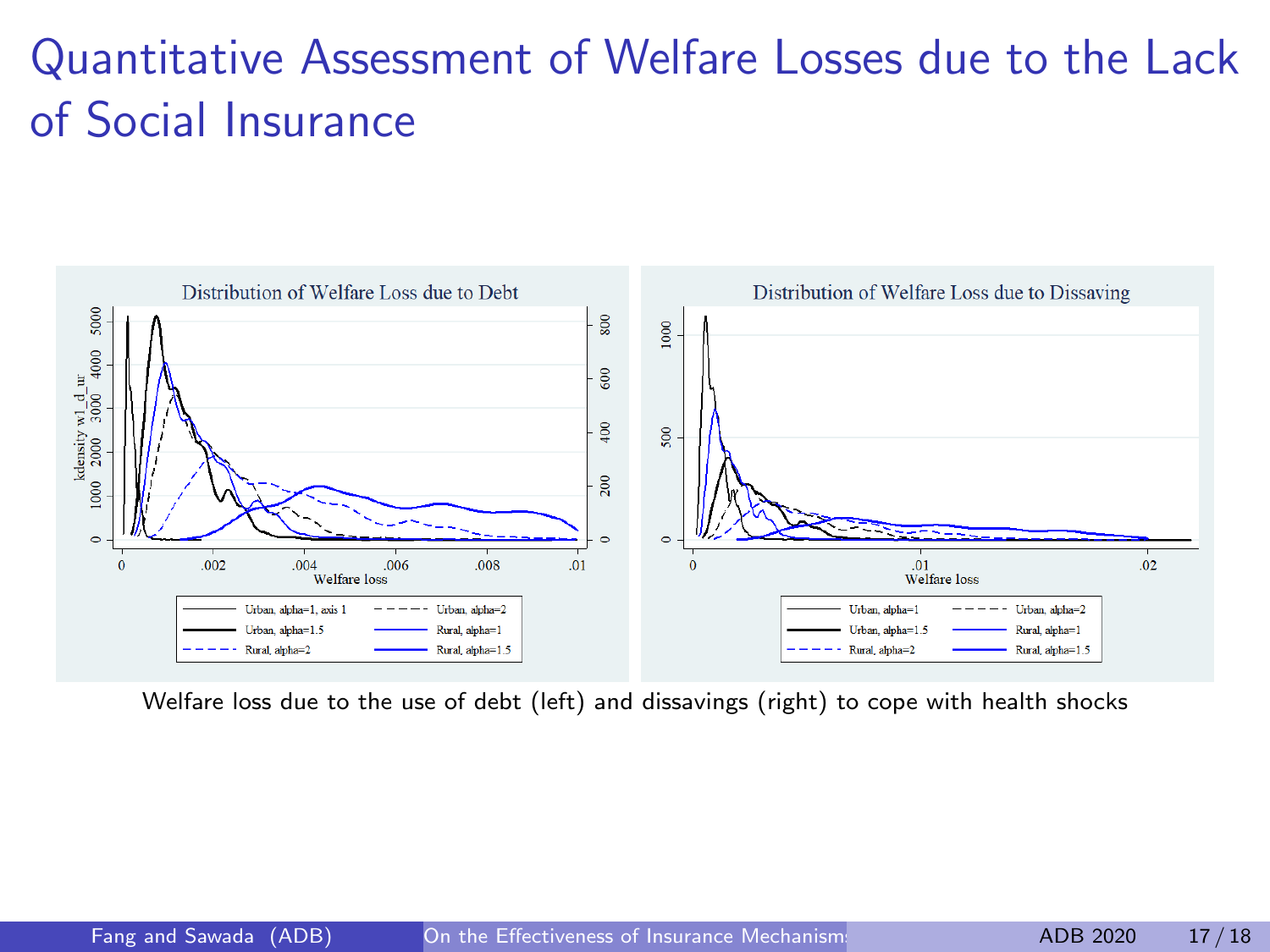# Quantitative Assessment of Welfare Losses due to the Lack of Social Insurance

Welfare loss due to the use of debt (left) and dissavings (right) to cope with health shocks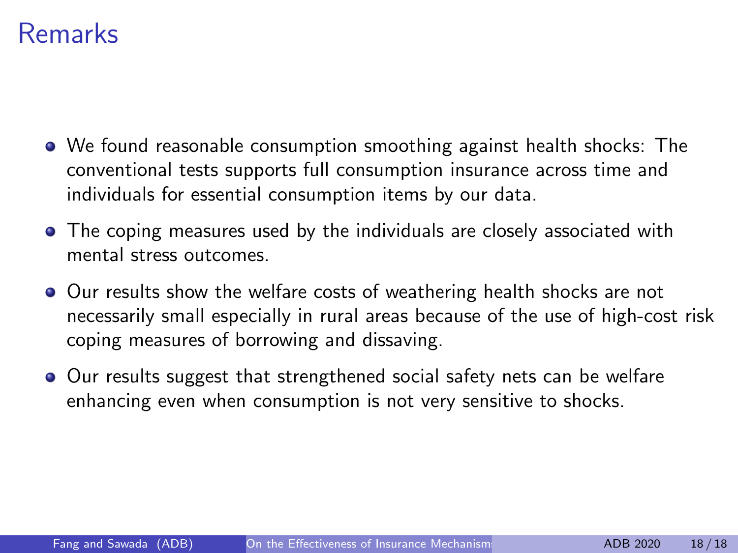# Remarks

- We found reasonable consumption smoothing against health shocks: The conventional tests supports full consumption insurance across time and individuals for essential consumption items by our data.
- The coping measures used by the individuals are closely associated with mental stress outcomes.
- Our results show the welfare costs of weathering health shocks are not necessarily small especially in rural areas because of the use of high-cost risk coping measures of borrowing and dissaving.
- Our results suggest that strengthened social safety nets can be welfare enhancing even when consumption is not very sensitive to shocks.